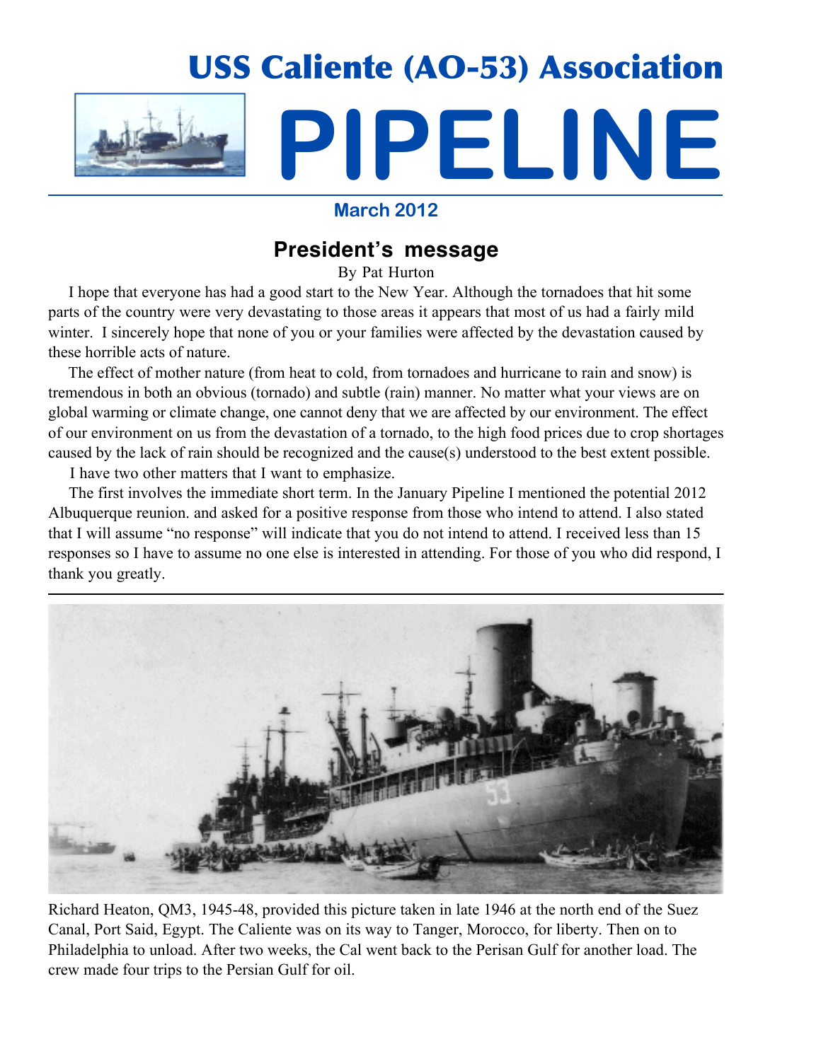# USS Caliente (AO-53) Association

# PIPELINE

**March 2012**

## President's message

By Pat Hurton

I hope that everyone has had a good start to the New Year. Although the tornadoes that hit some parts of the country were very devastating to those areas it appears that most of us had a fairly mild winter. I sincerely hope that none of you or your families were affected by the devastation caused by these horrible acts of nature.

The effect of mother nature (from heat to cold, from tornadoes and hurricane to rain and snow) is tremendous in both an obvious (tornado) and subtle (rain) manner. No matter what your views are on global warming or climate change, one cannot deny that we are affected by our environment. The effect of our environment on us from the devastation of a tornado, to the high food prices due to crop shortages caused by the lack of rain should be recognized and the cause(s) understood to the best extent possible.

I have two other matters that I want to emphasize.

The first involves the immediate short term. In the January Pipeline I mentioned the potential 2012 Albuquerque reunion. and asked for a positive response from those who intend to attend. I also stated that I will assume "no response" will indicate that you do not intend to attend. I received less than 15 responses so I have to assume no one else is interested in attending. For those of you who did respond, I thank you greatly.

Richard Heaton, QM3, 1945-48, provided this picture taken in late 1946 at the north end of the Suez Canal, Port Said, Egypt. The Caliente was on its way to Tanger, Morocco, for liberty. Then on to Philadelphia to unload. After two weeks, the Cal went back to the Perisan Gulf for another load. The crew made four trips to the Persian Gulf for oil.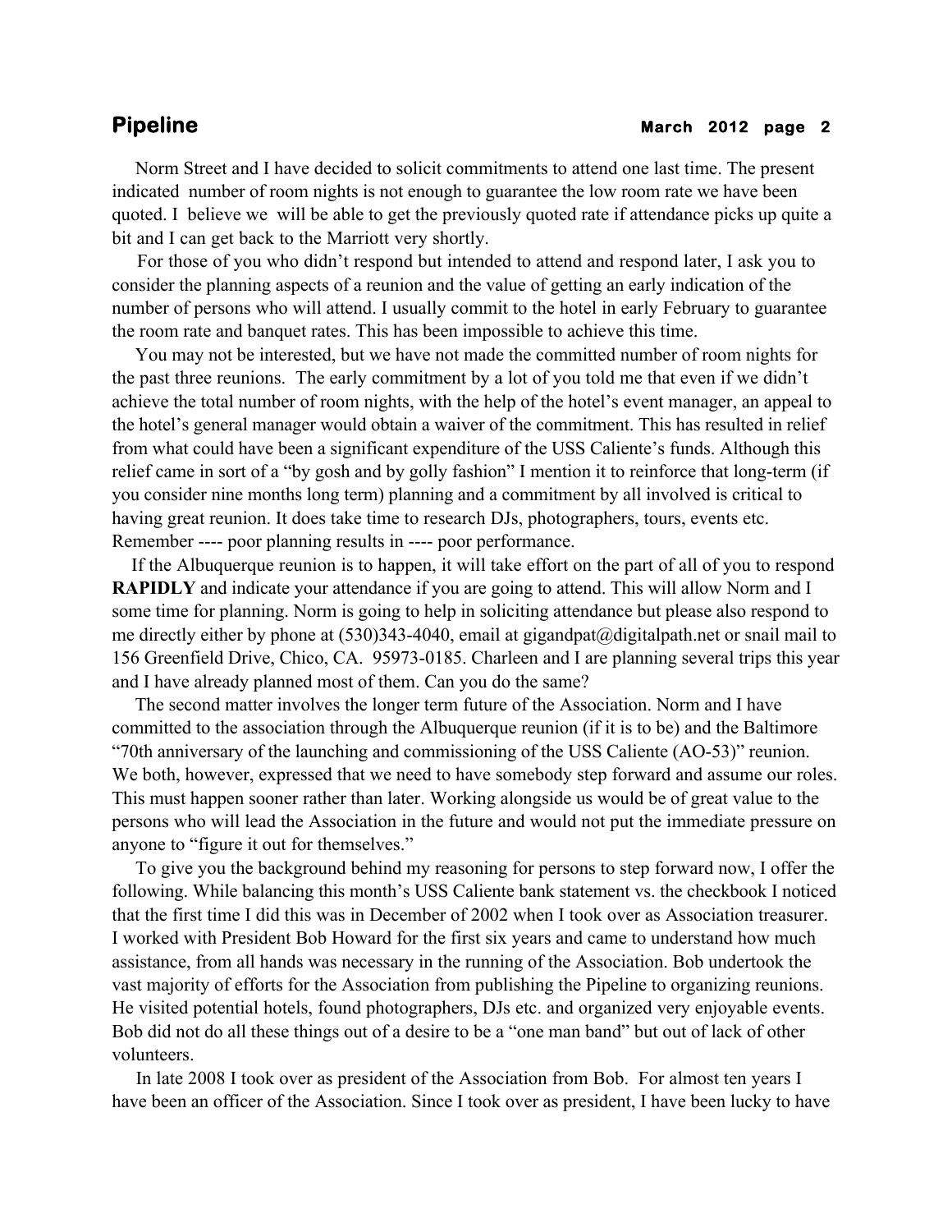Norm Street and I have decided to solicit commitments to attend one last time. The present indicated number of room nights is not enough to guarantee the low room rate we have been quoted. I believe we will be able to get the previously quoted rate if attendance picks up quite a bit and I can get back to the Marriott very shortly.

For those of you who didn't respond but intended to attend and respond later, I ask you to consider the planning aspects of a reunion and the value of getting an early indication of the number of persons who will attend. I usually commit to the hotel in early February to guarantee the room rate and banquet rates. This has been impossible to achieve this time.

You may not be interested, but we have not made the committed number of room nights for the past three reunions. The early commitment by a lot of you told me that even if we didn't achieve the total number of room nights, with the help of the hotel's event manager, an appeal to the hotel's general manager would obtain a waiver of the commitment. This has resulted in relief from what could have been a significant expenditure of the USS Caliente's funds. Although this relief came in sort of a "by gosh and by golly fashion" I mention it to reinforce that long-term (if you consider nine months long term) planning and a commitment by all involved is critical to having great reunion. It does take time to research DJs, photographers, tours, events etc. Remember ---- poor planning results in ---- poor performance.

If the Albuquerque reunion is to happen, it will take effort on the part of all of you to respond **RAPIDLY** and indicate your attendance if you are going to attend. This will allow Norm and I some time for planning. Norm is going to help in soliciting attendance but please also respond to me directly either by phone at (530)343-4040, email at gigandpat@digitalpath.net or snail mail to 156 Greenfield Drive, Chico, CA. 95973-0185. Charleen and I are planning several trips this year and I have already planned most of them. Can you do the same?

The second matter involves the longer term future of the Association. Norm and I have committed to the association through the Albuquerque reunion (if it is to be) and the Baltimore "70th anniversary of the launching and commissioning of the USS Caliente (AO-53)" reunion. We both, however, expressed that we need to have somebody step forward and assume our roles. This must happen sooner rather than later. Working alongside us would be of great value to the persons who will lead the Association in the future and would not put the immediate pressure on anyone to "figure it out for themselves."

To give you the background behind my reasoning for persons to step forward now, I offer the following. While balancing this month's USS Caliente bank statement vs. the checkbook I noticed that the first time I did this was in December of 2002 when I took over as Association treasurer. I worked with President Bob Howard for the first six years and came to understand how much assistance, from all hands was necessary in the running of the Association. Bob undertook the vast majority of efforts for the Association from publishing the Pipeline to organizing reunions. He visited potential hotels, found photographers, DJs etc. and organized very enjoyable events. Bob did not do all these things out of a desire to be a "one man band" but out of lack of other volunteers.

In late 2008 I took over as president of the Association from Bob. For almost ten years I have been an officer of the Association. Since I took over as president, I have been lucky to have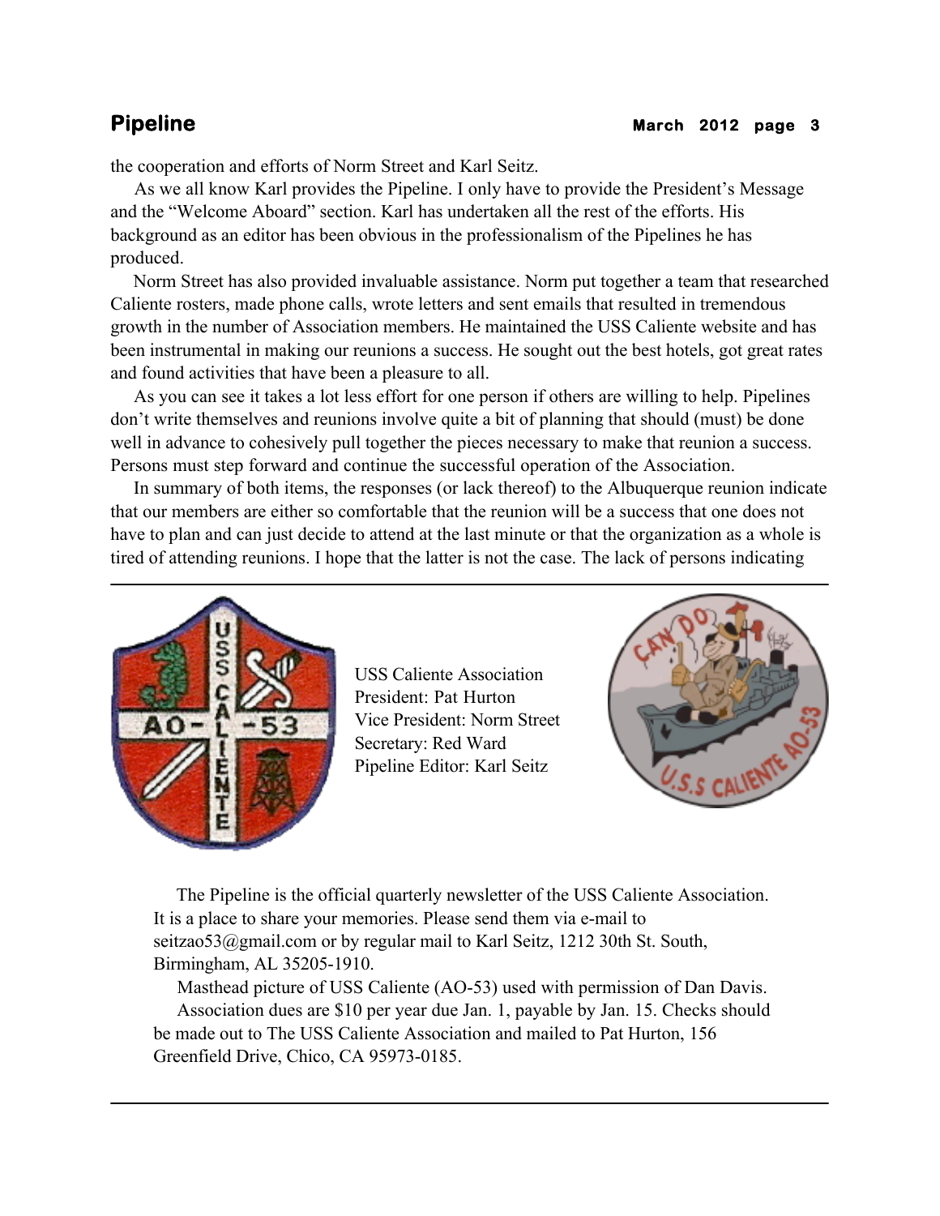the cooperation and efforts of Norm Street and Karl Seitz.

As we all know Karl provides the Pipeline. I only have to provide the President's Message and the "Welcome Aboard" section. Karl has undertaken all the rest of the efforts. His background as an editor has been obvious in the professionalism of the Pipelines he has produced.

Norm Street has also provided invaluable assistance. Norm put together a team that researched Caliente rosters, made phone calls, wrote letters and sent emails that resulted in tremendous growth in the number of Association members. He maintained the USS Caliente website and has been instrumental in making our reunions a success. He sought out the best hotels, got great rates and found activities that have been a pleasure to all.

As you can see it takes a lot less effort for one person if others are willing to help. Pipelines don't write themselves and reunions involve quite a bit of planning that should (must) be done well in advance to cohesively pull together the pieces necessary to make that reunion a success. Persons must step forward and continue the successful operation of the Association.

In summary of both items, the responses (or lack thereof) to the Albuquerque reunion indicate that our members are either so comfortable that the reunion will be a success that one does not have to plan and can just decide to attend at the last minute or that the organization as a whole is tired of attending reunions. I hope that the latter is not the case. The lack of persons indicating

---

USS Caliente Association
President: Pat Hurton
Vice President: Norm Street
Secretary: Red Ward
Pipeline Editor: Karl Seitz

The Pipeline is the official quarterly newsletter of the USS Caliente Association. It is a place to share your memories. Please send them via e-mail to seitzao53@gmail.com or by regular mail to Karl Seitz, 1212 30th St. South, Birmingham, AL 35205-1910.

Masthead picture of USS Caliente (AO-53) used with permission of Dan Davis.

Association dues are $10 per year due Jan. 1, payable by Jan. 15. Checks should be made out to The USS Caliente Association and mailed to Pat Hurton, 156 Greenfield Drive, Chico, CA 95973-0185.

---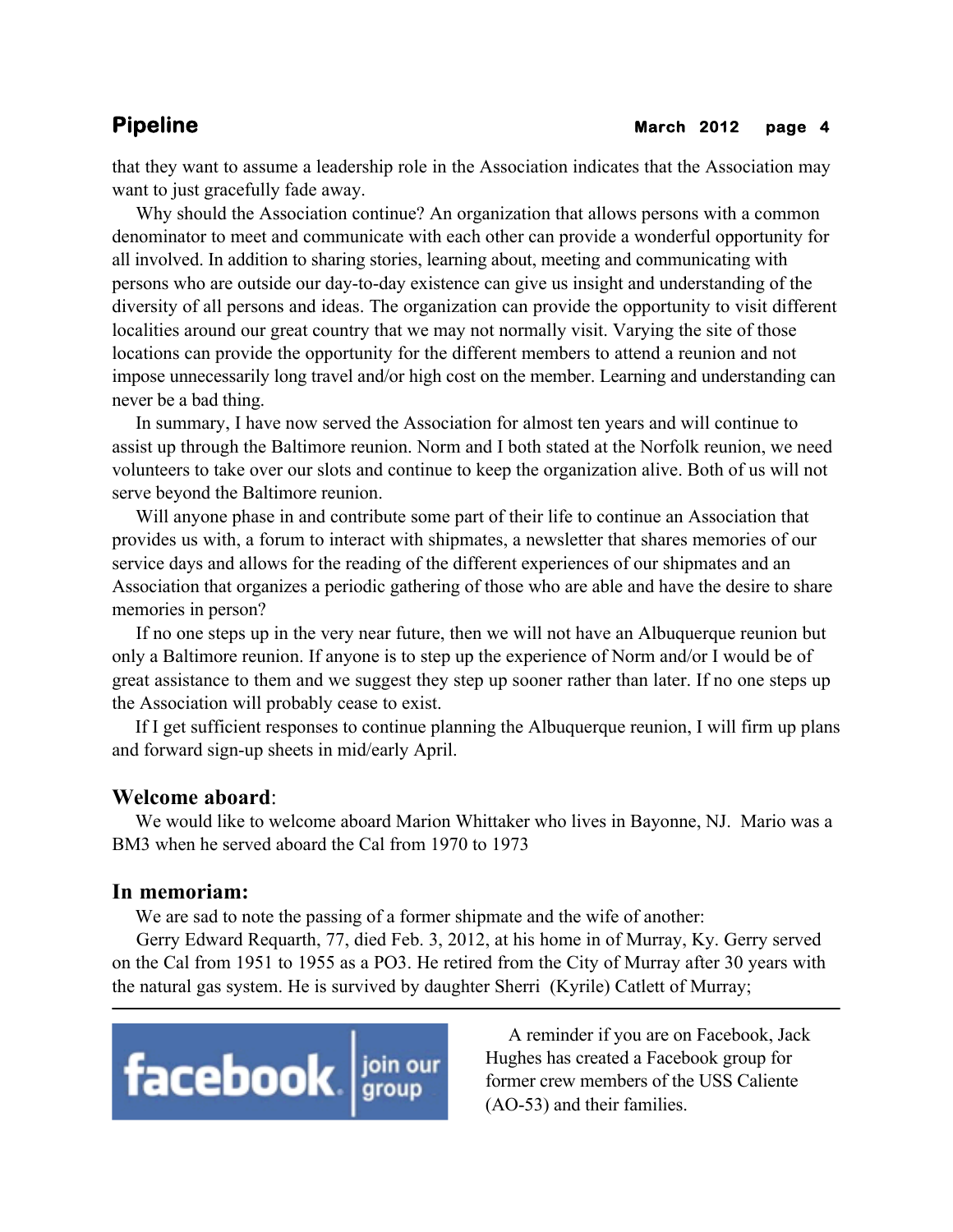that they want to assume a leadership role in the Association indicates that the Association may want to just gracefully fade away.

Why should the Association continue? An organization that allows persons with a common denominator to meet and communicate with each other can provide a wonderful opportunity for all involved. In addition to sharing stories, learning about, meeting and communicating with persons who are outside our day-to-day existence can give us insight and understanding of the diversity of all persons and ideas. The organization can provide the opportunity to visit different localities around our great country that we may not normally visit. Varying the site of those locations can provide the opportunity for the different members to attend a reunion and not impose unnecessarily long travel and/or high cost on the member. Learning and understanding can never be a bad thing.

In summary, I have now served the Association for almost ten years and will continue to assist up through the Baltimore reunion. Norm and I both stated at the Norfolk reunion, we need volunteers to take over our slots and continue to keep the organization alive. Both of us will not serve beyond the Baltimore reunion.

Will anyone phase in and contribute some part of their life to continue an Association that provides us with, a forum to interact with shipmates, a newsletter that shares memories of our service days and allows for the reading of the different experiences of our shipmates and an Association that organizes a periodic gathering of those who are able and have the desire to share memories in person?

If no one steps up in the very near future, then we will not have an Albuquerque reunion but only a Baltimore reunion. If anyone is to step up the experience of Norm and/or I would be of great assistance to them and we suggest they step up sooner rather than later. If no one steps up the Association will probably cease to exist.

If I get sufficient responses to continue planning the Albuquerque reunion, I will firm up plans and forward sign-up sheets in mid/early April.

## Welcome aboard:

We would like to welcome aboard Marion Whittaker who lives in Bayonne, NJ. Mario was a BM3 when he served aboard the Cal from 1970 to 1973

## In memoriam:

We are sad to note the passing of a former shipmate and the wife of another:

Gerry Edward Requarth, 77, died Feb. 3, 2012, at his home in of Murray, Ky. Gerry served on the Cal from 1951 to 1955 as a PO3. He retired from the City of Murray after 30 years with the natural gas system. He is survived by daughter Sherri (Kyrile) Catlett of Murray;

---

facebook | join our group

A reminder if you are on Facebook, Jack Hughes has created a Facebook group for former crew members of the USS Caliente (AO-53) and their families.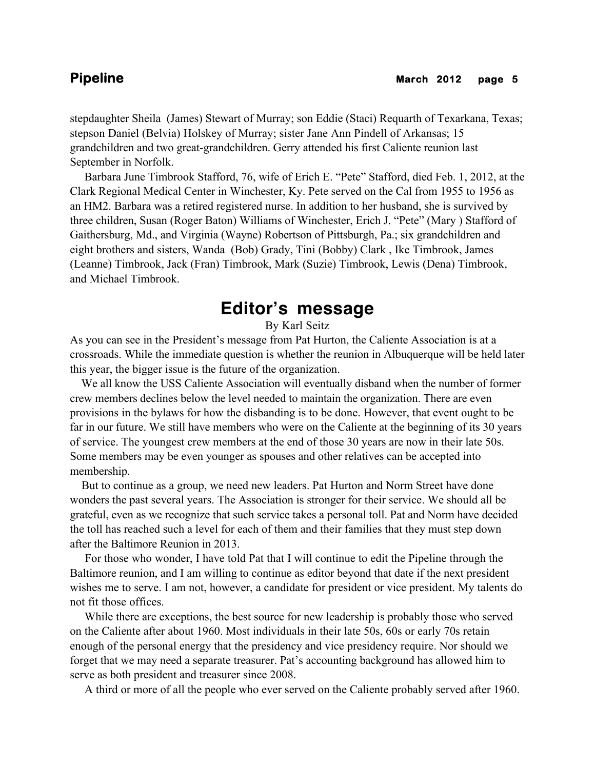stepdaughter Sheila (James) Stewart of Murray; son Eddie (Staci) Requarth of Texarkana, Texas; stepson Daniel (Belvia) Holskey of Murray; sister Jane Ann Pindell of Arkansas; 15 grandchildren and two great-grandchildren. Gerry attended his first Caliente reunion last September in Norfolk.

Barbara June Timbrook Stafford, 76, wife of Erich E. "Pete" Stafford, died Feb. 1, 2012, at the Clark Regional Medical Center in Winchester, Ky. Pete served on the Cal from 1955 to 1956 as an HM2. Barbara was a retired registered nurse. In addition to her husband, she is survived by three children, Susan (Roger Baton) Williams of Winchester, Erich J. "Pete" (Mary ) Stafford of Gaithersburg, Md., and Virginia (Wayne) Robertson of Pittsburgh, Pa.; six grandchildren and eight brothers and sisters, Wanda (Bob) Grady, Tini (Bobby) Clark , Ike Timbrook, James (Leanne) Timbrook, Jack (Fran) Timbrook, Mark (Suzie) Timbrook, Lewis (Dena) Timbrook, and Michael Timbrook.

## Editor's message

By Karl Seitz

As you can see in the President's message from Pat Hurton, the Caliente Association is at a crossroads. While the immediate question is whether the reunion in Albuquerque will be held later this year, the bigger issue is the future of the organization.

We all know the USS Caliente Association will eventually disband when the number of former crew members declines below the level needed to maintain the organization. There are even provisions in the bylaws for how the disbanding is to be done. However, that event ought to be far in our future. We still have members who were on the Caliente at the beginning of its 30 years of service. The youngest crew members at the end of those 30 years are now in their late 50s. Some members may be even younger as spouses and other relatives can be accepted into membership.

But to continue as a group, we need new leaders. Pat Hurton and Norm Street have done wonders the past several years. The Association is stronger for their service. We should all be grateful, even as we recognize that such service takes a personal toll. Pat and Norm have decided the toll has reached such a level for each of them and their families that they must step down after the Baltimore Reunion in 2013.

For those who wonder, I have told Pat that I will continue to edit the Pipeline through the Baltimore reunion, and I am willing to continue as editor beyond that date if the next president wishes me to serve. I am not, however, a candidate for president or vice president. My talents do not fit those offices.

While there are exceptions, the best source for new leadership is probably those who served on the Caliente after about 1960. Most individuals in their late 50s, 60s or early 70s retain enough of the personal energy that the presidency and vice presidency require. Nor should we forget that we may need a separate treasurer. Pat's accounting background has allowed him to serve as both president and treasurer since 2008.

A third or more of all the people who ever served on the Caliente probably served after 1960.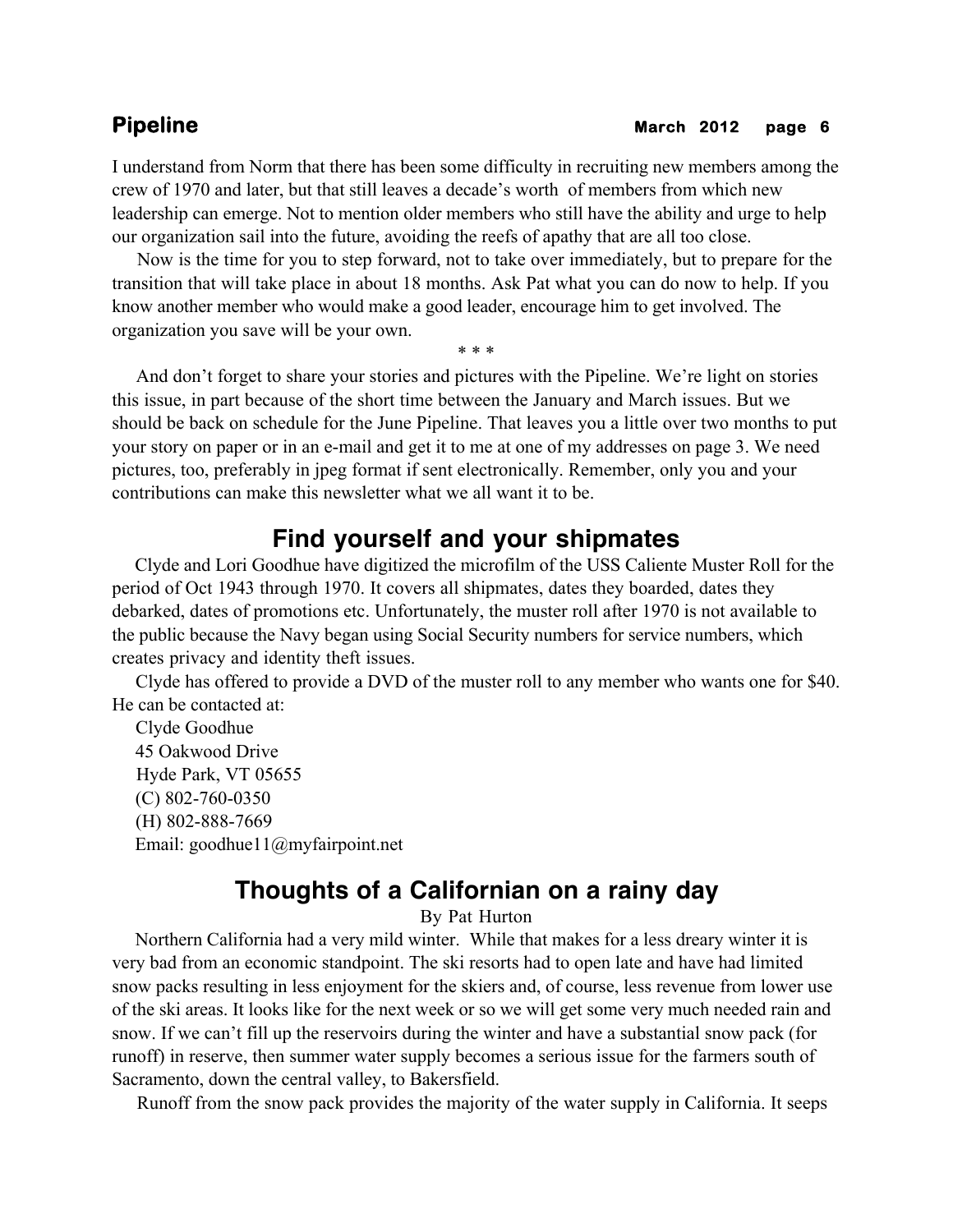I understand from Norm that there has been some difficulty in recruiting new members among the crew of 1970 and later, but that still leaves a decade's worth of members from which new leadership can emerge. Not to mention older members who still have the ability and urge to help our organization sail into the future, avoiding the reefs of apathy that are all too close.

Now is the time for you to step forward, not to take over immediately, but to prepare for the transition that will take place in about 18 months. Ask Pat what you can do now to help. If you know another member who would make a good leader, encourage him to get involved. The organization you save will be your own.

\* \* \*

And don't forget to share your stories and pictures with the Pipeline. We're light on stories this issue, in part because of the short time between the January and March issues. But we should be back on schedule for the June Pipeline. That leaves you a little over two months to put your story on paper or in an e-mail and get it to me at one of my addresses on page 3. We need pictures, too, preferably in jpeg format if sent electronically. Remember, only you and your contributions can make this newsletter what we all want it to be.

## Find yourself and your shipmates

Clyde and Lori Goodhue have digitized the microfilm of the USS Caliente Muster Roll for the period of Oct 1943 through 1970. It covers all shipmates, dates they boarded, dates they debarked, dates of promotions etc. Unfortunately, the muster roll after 1970 is not available to the public because the Navy began using Social Security numbers for service numbers, which creates privacy and identity theft issues.

Clyde has offered to provide a DVD of the muster roll to any member who wants one for $40. He can be contacted at:

Clyde Goodhue
45 Oakwood Drive
Hyde Park, VT 05655
(C) 802-760-0350
(H) 802-888-7669
Email: goodhue11@myfairpoint.net

## Thoughts of a Californian on a rainy day

By Pat Hurton

Northern California had a very mild winter. While that makes for a less dreary winter it is very bad from an economic standpoint. The ski resorts had to open late and have had limited snow packs resulting in less enjoyment for the skiers and, of course, less revenue from lower use of the ski areas. It looks like for the next week or so we will get some very much needed rain and snow. If we can't fill up the reservoirs during the winter and have a substantial snow pack (for runoff) in reserve, then summer water supply becomes a serious issue for the farmers south of Sacramento, down the central valley, to Bakersfield.

Runoff from the snow pack provides the majority of the water supply in California. It seeps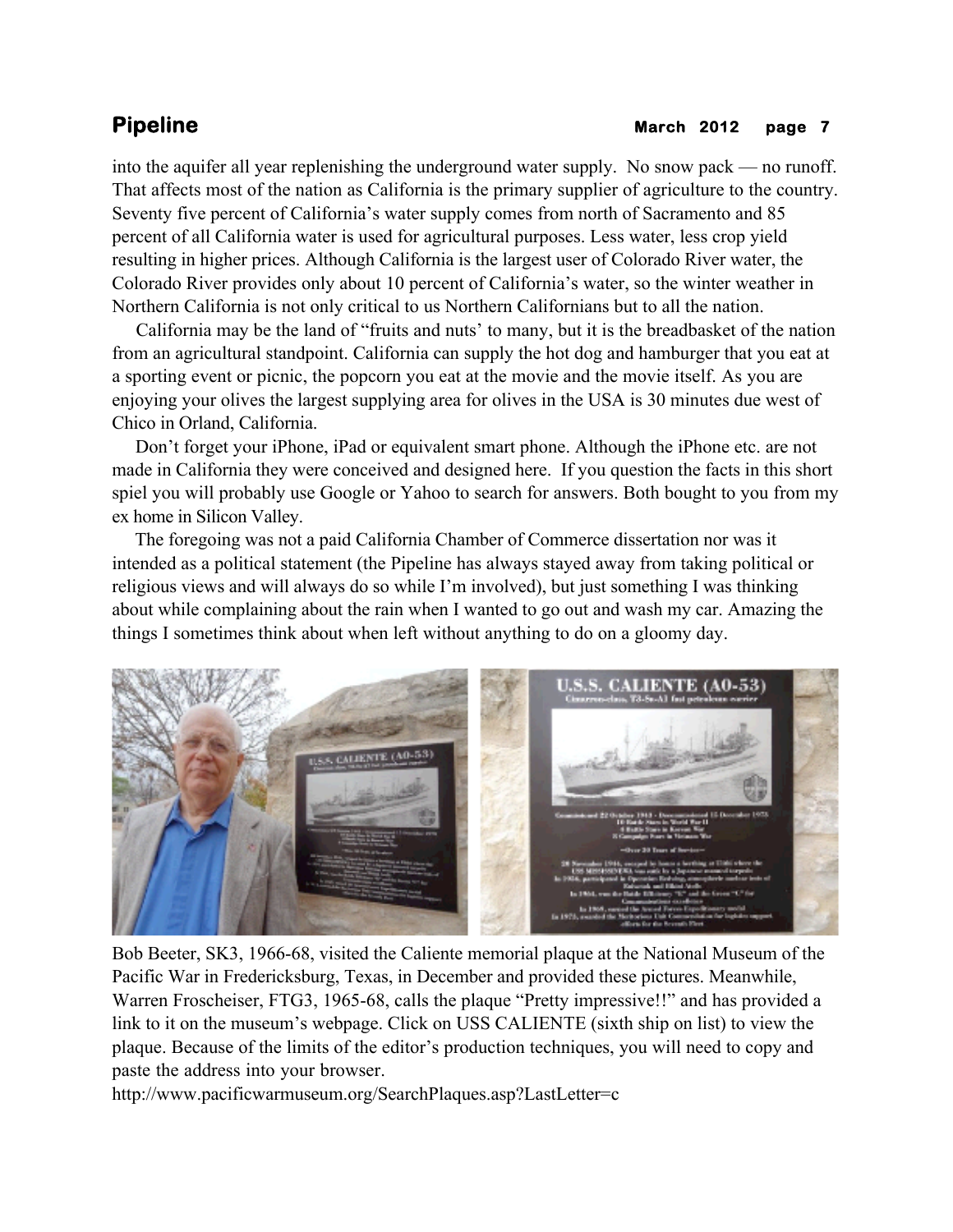into the aquifer all year replenishing the underground water supply.  No snow pack — no runoff. That affects most of the nation as California is the primary supplier of agriculture to the country. Seventy five percent of California's water supply comes from north of Sacramento and 85 percent of all California water is used for agricultural purposes. Less water, less crop yield resulting in higher prices. Although California is the largest user of Colorado River water, the Colorado River provides only about 10 percent of California's water, so the winter weather in Northern California is not only critical to us Northern Californians but to all the nation.

California may be the land of "fruits and nuts' to many, but it is the breadbasket of the nation from an agricultural standpoint. California can supply the hot dog and hamburger that you eat at a sporting event or picnic, the popcorn you eat at the movie and the movie itself. As you are enjoying your olives the largest supplying area for olives in the USA is 30 minutes due west of Chico in Orland, California.

Don't forget your iPhone, iPad or equivalent smart phone. Although the iPhone etc. are not made in California they were conceived and designed here.  If you question the facts in this short spiel you will probably use Google or Yahoo to search for answers. Both bought to you from my ex home in Silicon Valley.

The foregoing was not a paid California Chamber of Commerce dissertation nor was it intended as a political statement (the Pipeline has always stayed away from taking political or religious views and will always do so while I'm involved), but just something I was thinking about while complaining about the rain when I wanted to go out and wash my car. Amazing the things I sometimes think about when left without anything to do on a gloomy day.

Bob Beeter, SK3, 1966-68, visited the Caliente memorial plaque at the National Museum of the Pacific War in Fredericksburg, Texas, in December and provided these pictures. Meanwhile, Warren Froscheiser, FTG3, 1965-68, calls the plaque "Pretty impressive!!" and has provided a link to it on the museum's webpage. Click on USS CALIENTE (sixth ship on list) to view the plaque. Because of the limits of the editor's production techniques, you will need to copy and paste the address into your browser.

http://www.pacificwarmuseum.org/SearchPlaques.asp?LastLetter=c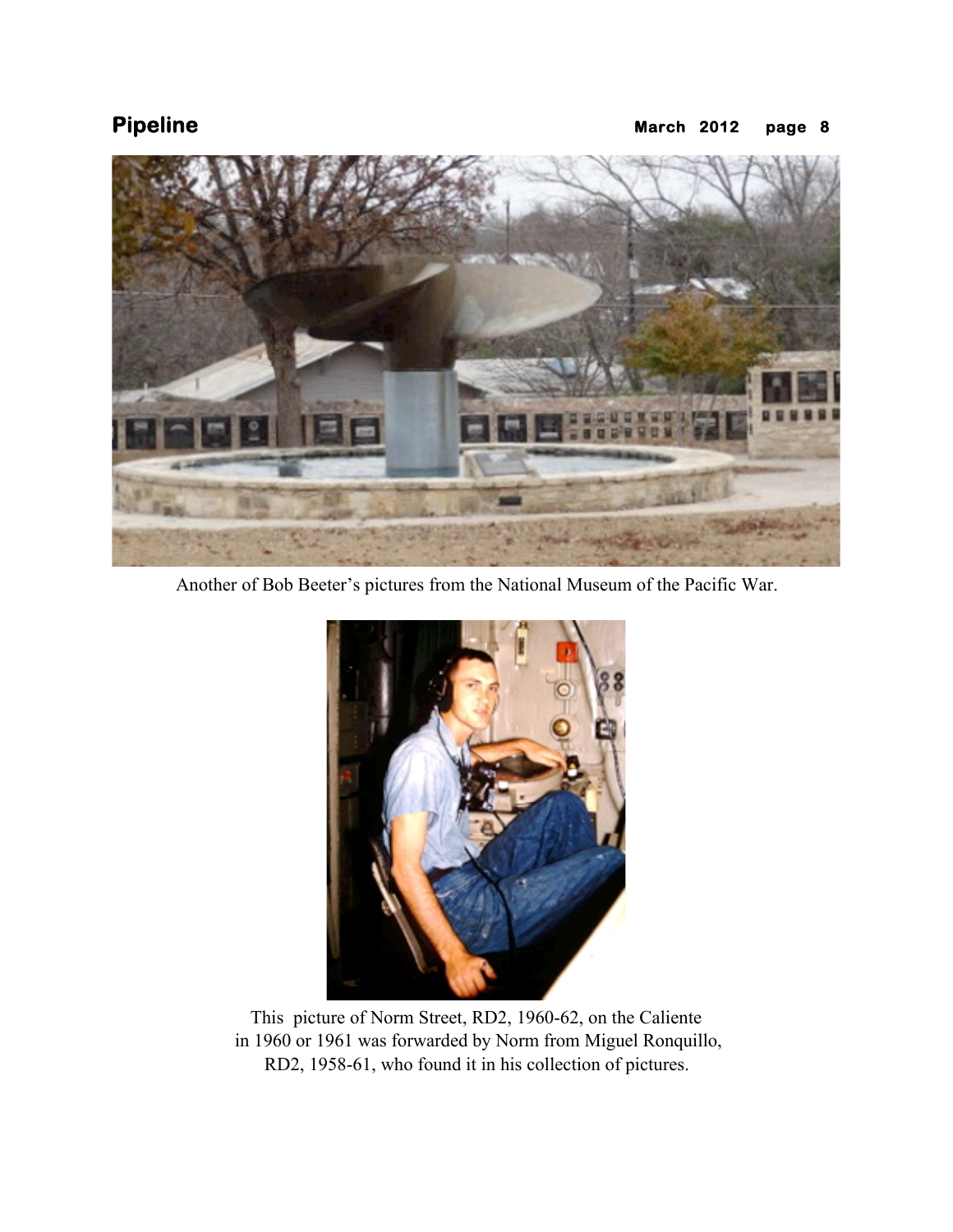Another of Bob Beeter's pictures from the National Museum of the Pacific War.

This picture of Norm Street, RD2, 1960-62, on the Caliente in 1960 or 1961 was forwarded by Norm from Miguel Ronquillo, RD2, 1958-61, who found it in his collection of pictures.